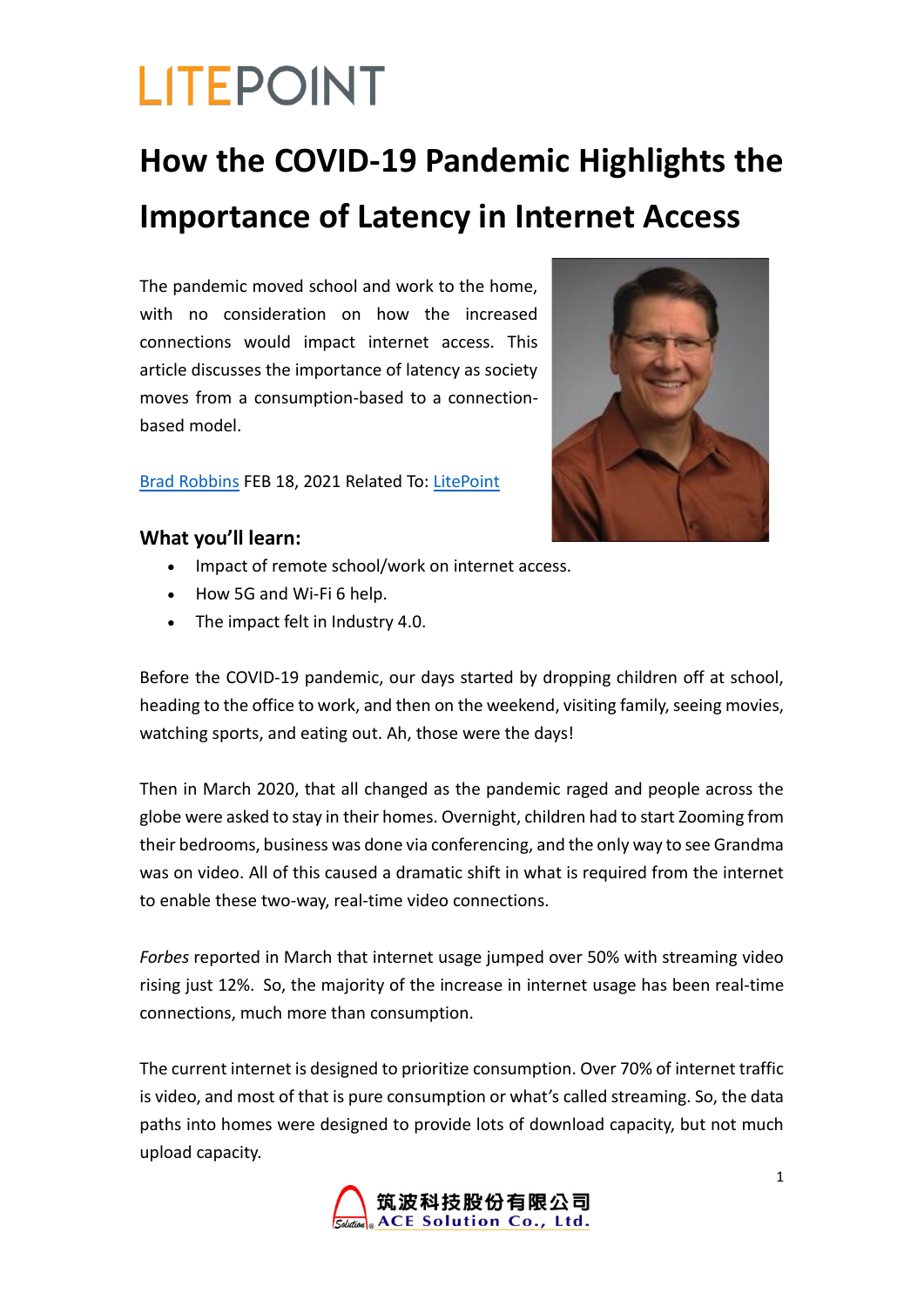LITEPOINT

# How the COVID-19 Pandemic Highlights the Importance of Latency in Internet Access

The pandemic moved school and work to the home, with no consideration on how the increased connections would impact internet access. This article discusses the importance of latency as society moves from a consumption-based to a connection-based model.

Brad Robbins FEB 18, 2021 Related To: LitePoint

### What you'll learn:

- Impact of remote school/work on internet access.
- How 5G and Wi-Fi 6 help.
- The impact felt in Industry 4.0.

Before the COVID-19 pandemic, our days started by dropping children off at school, heading to the office to work, and then on the weekend, visiting family, seeing movies, watching sports, and eating out. Ah, those were the days!

Then in March 2020, that all changed as the pandemic raged and people across the globe were asked to stay in their homes. Overnight, children had to start Zooming from their bedrooms, business was done via conferencing, and the only way to see Grandma was on video. All of this caused a dramatic shift in what is required from the internet to enable these two-way, real-time video connections.

*Forbes* reported in March that internet usage jumped over 50% with streaming video rising just 12%. So, the majority of the increase in internet usage has been real-time connections, much more than consumption.

The current internet is designed to prioritize consumption. Over 70% of internet traffic is video, and most of that is pure consumption or what's called streaming. So, the data paths into homes were designed to provide lots of download capacity, but not much upload capacity.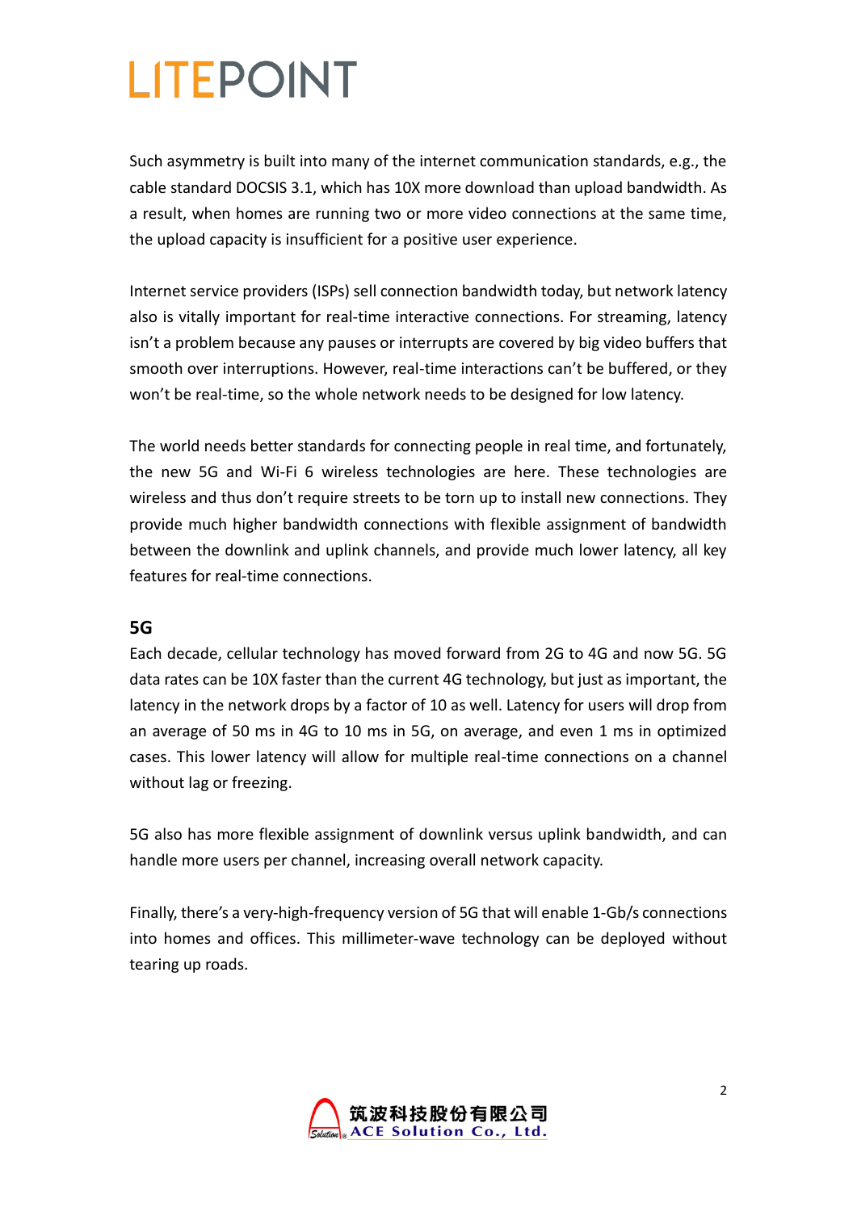Such asymmetry is built into many of the internet communication standards, e.g., the cable standard DOCSIS 3.1, which has 10X more download than upload bandwidth. As a result, when homes are running two or more video connections at the same time, the upload capacity is insufficient for a positive user experience.

Internet service providers (ISPs) sell connection bandwidth today, but network latency also is vitally important for real-time interactive connections. For streaming, latency isn't a problem because any pauses or interrupts are covered by big video buffers that smooth over interruptions. However, real-time interactions can't be buffered, or they won't be real-time, so the whole network needs to be designed for low latency.

The world needs better standards for connecting people in real time, and fortunately, the new 5G and Wi-Fi 6 wireless technologies are here. These technologies are wireless and thus don't require streets to be torn up to install new connections. They provide much higher bandwidth connections with flexible assignment of bandwidth between the downlink and uplink channels, and provide much lower latency, all key features for real-time connections.

## 5G

Each decade, cellular technology has moved forward from 2G to 4G and now 5G. 5G data rates can be 10X faster than the current 4G technology, but just as important, the latency in the network drops by a factor of 10 as well. Latency for users will drop from an average of 50 ms in 4G to 10 ms in 5G, on average, and even 1 ms in optimized cases. This lower latency will allow for multiple real-time connections on a channel without lag or freezing.

5G also has more flexible assignment of downlink versus uplink bandwidth, and can handle more users per channel, increasing overall network capacity.

Finally, there's a very-high-frequency version of 5G that will enable 1-Gb/s connections into homes and offices. This millimeter-wave technology can be deployed without tearing up roads.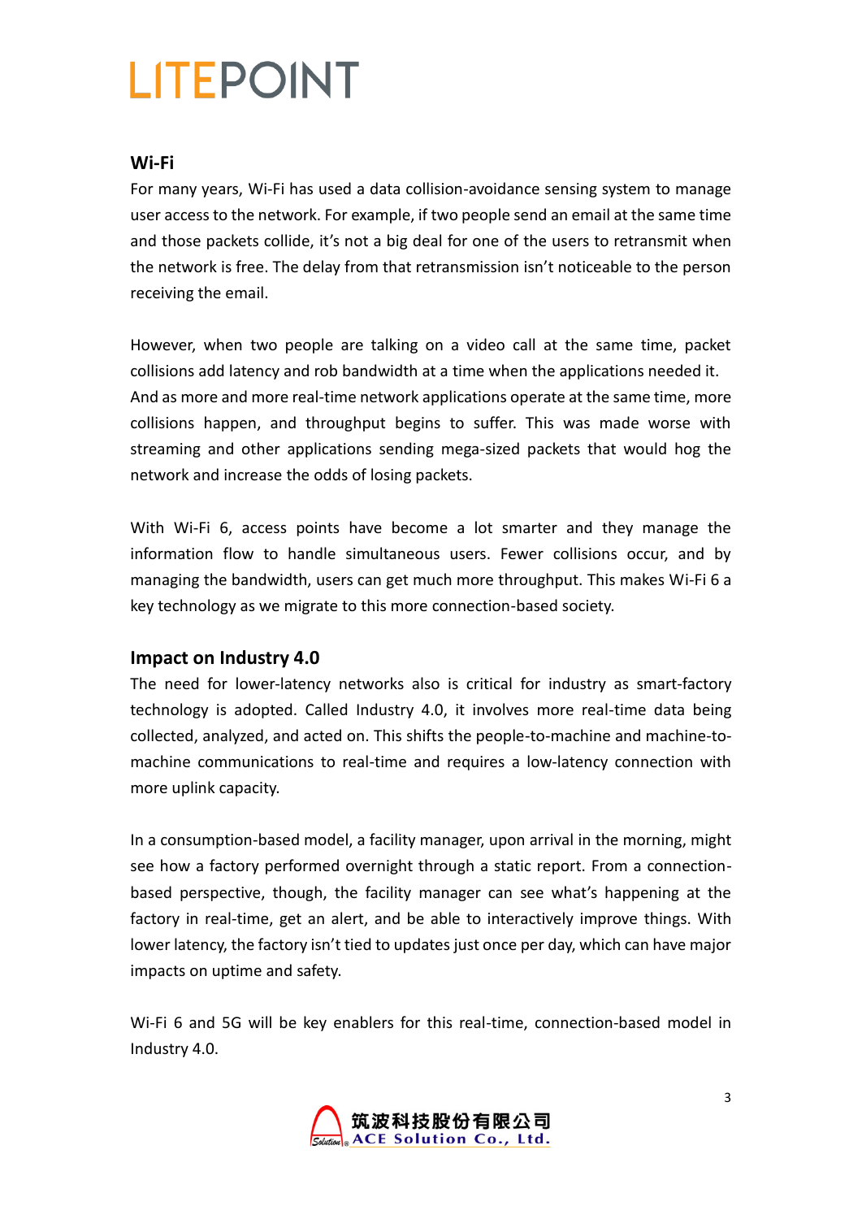## Wi-Fi

For many years, Wi-Fi has used a data collision-avoidance sensing system to manage user access to the network. For example, if two people send an email at the same time and those packets collide, it's not a big deal for one of the users to retransmit when the network is free. The delay from that retransmission isn't noticeable to the person receiving the email.

However, when two people are talking on a video call at the same time, packet collisions add latency and rob bandwidth at a time when the applications needed it. And as more and more real-time network applications operate at the same time, more collisions happen, and throughput begins to suffer. This was made worse with streaming and other applications sending mega-sized packets that would hog the network and increase the odds of losing packets.

With Wi-Fi 6, access points have become a lot smarter and they manage the information flow to handle simultaneous users. Fewer collisions occur, and by managing the bandwidth, users can get much more throughput. This makes Wi-Fi 6 a key technology as we migrate to this more connection-based society.

## Impact on Industry 4.0

The need for lower-latency networks also is critical for industry as smart-factory technology is adopted. Called Industry 4.0, it involves more real-time data being collected, analyzed, and acted on. This shifts the people-to-machine and machine-to-machine communications to real-time and requires a low-latency connection with more uplink capacity.

In a consumption-based model, a facility manager, upon arrival in the morning, might see how a factory performed overnight through a static report. From a connection-based perspective, though, the facility manager can see what's happening at the factory in real-time, get an alert, and be able to interactively improve things. With lower latency, the factory isn't tied to updates just once per day, which can have major impacts on uptime and safety.

Wi-Fi 6 and 5G will be key enablers for this real-time, connection-based model in Industry 4.0.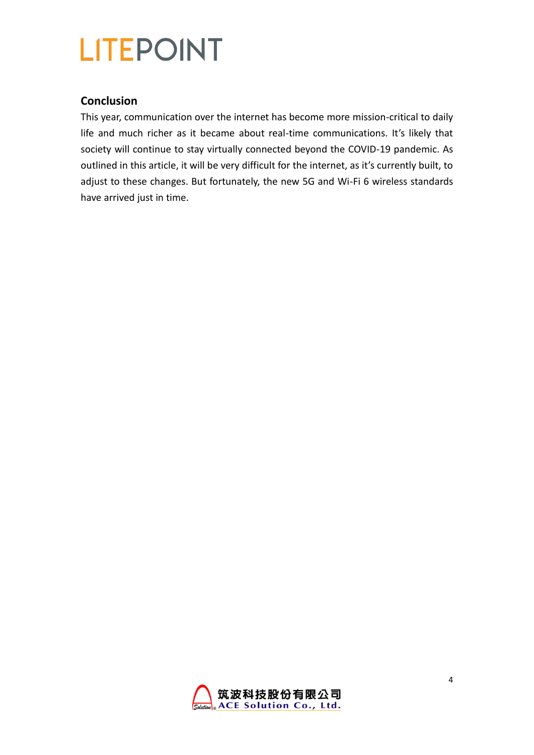## Conclusion

This year, communication over the internet has become more mission-critical to daily life and much richer as it became about real-time communications. It's likely that society will continue to stay virtually connected beyond the COVID-19 pandemic. As outlined in this article, it will be very difficult for the internet, as it's currently built, to adjust to these changes. But fortunately, the new 5G and Wi-Fi 6 wireless standards have arrived just in time.